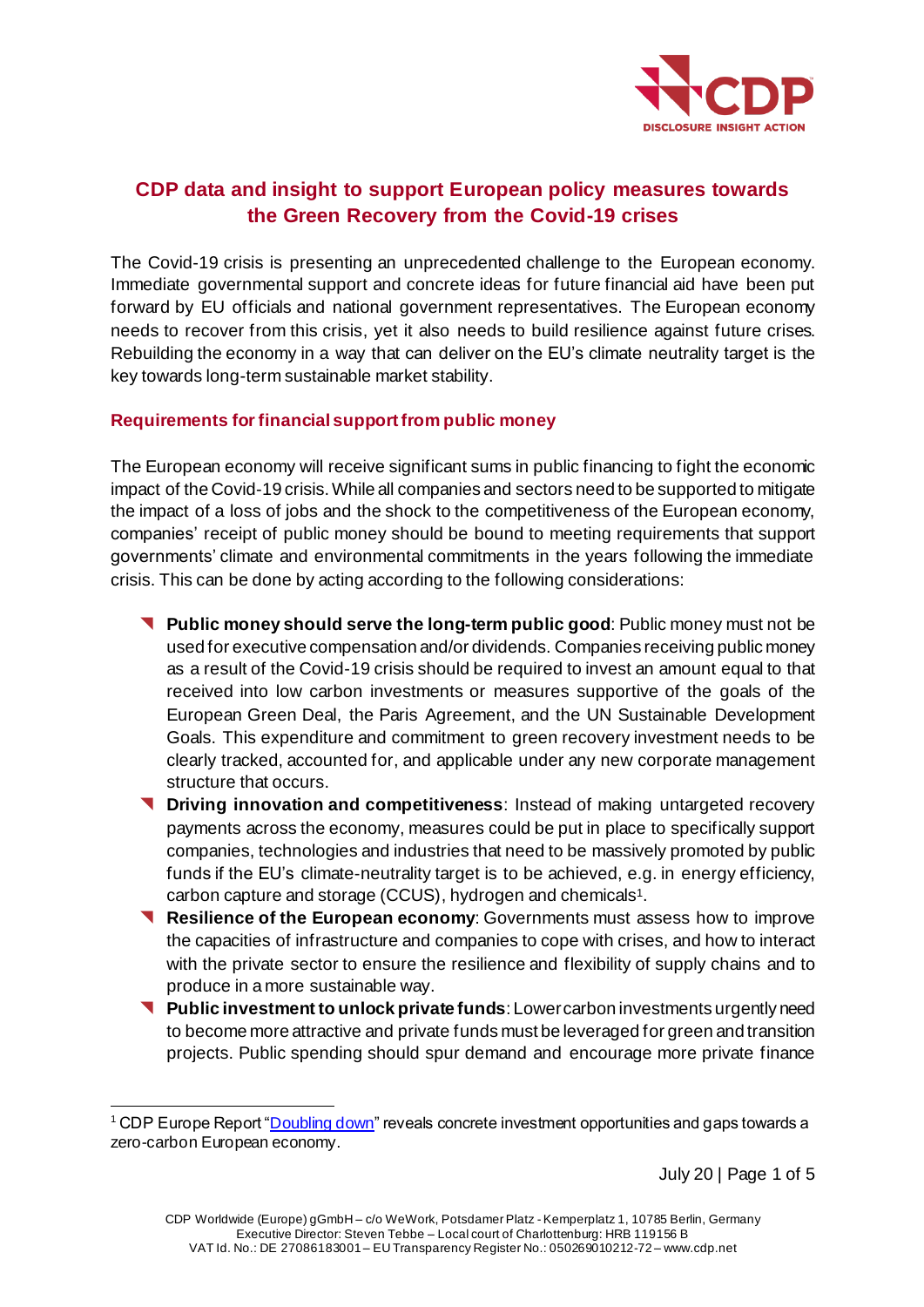# CDP data and insight to support European policy measures towards the Green Recovery from the Covid-19 crises

The Covid-19 crisis is presenting an unprecedented challenge to the European economy. Immediate governmental support and concrete ideas for future financial aid have been put forward by EU officials and national government representatives. The European economy needs to recover from this crisis, yet it also needs to build resilience against future crises. Rebuilding the economy in a way that can deliver on the EU's climate neutrality target is the key towards long-term sustainable market stability.

## Requirements for financial support from public money

The European economy will receive significant sums in public financing to fight the economic impact of the Covid-19 crisis. While all companies and sectors need to be supported to mitigate the impact of a loss of jobs and the shock to the competitiveness of the European economy, companies' receipt of public money should be bound to meeting requirements that support governments' climate and environmental commitments in the years following the immediate crisis. This can be done by acting according to the following considerations:

- **Public money should serve the long-term public good**: Public money must not be used for executive compensation and/or dividends. Companies receiving public money as a result of the Covid-19 crisis should be required to invest an amount equal to that received into low carbon investments or measures supportive of the goals of the European Green Deal, the Paris Agreement, and the UN Sustainable Development Goals. This expenditure and commitment to green recovery investment needs to be clearly tracked, accounted for, and applicable under any new corporate management structure that occurs.
- **Driving innovation and competitiveness**: Instead of making untargeted recovery payments across the economy, measures could be put in place to specifically support companies, technologies and industries that need to be massively promoted by public funds if the EU's climate-neutrality target is to be achieved, e.g. in energy efficiency, carbon capture and storage (CCUS), hydrogen and chemicals[1].
- **Resilience of the European economy**: Governments must assess how to improve the capacities of infrastructure and companies to cope with crises, and how to interact with the private sector to ensure the resilience and flexibility of supply chains and to produce in a more sustainable way.
- **Public investment to unlock private funds**: Lower carbon investments urgently need to become more attractive and private funds must be leveraged for green and transition projects. Public spending should spur demand and encourage more private finance

---

[1] CDP Europe Report "Doubling down" reveals concrete investment opportunities and gaps towards a zero-carbon European economy.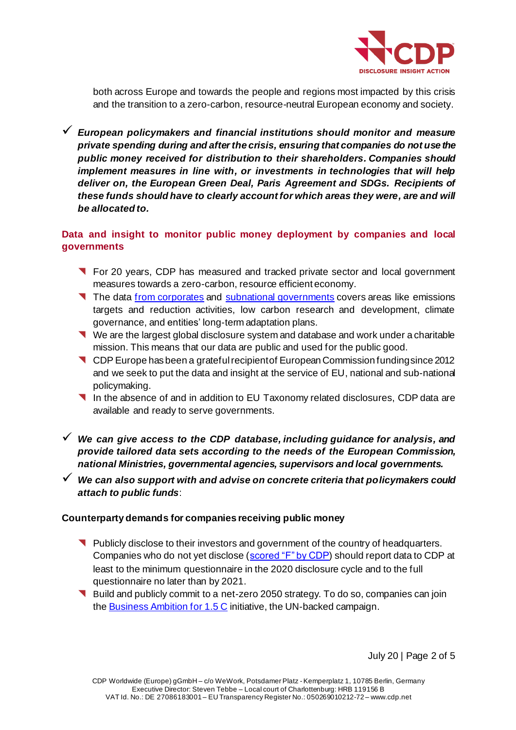both across Europe and towards the people and regions most impacted by this crisis and the transition to a zero-carbon, resource-neutral European economy and society.

✓ ***European policymakers and financial institutions should monitor and measure private spending during and after the crisis, ensuring that companies do not use the public money received for distribution to their shareholders. Companies should implement measures in line with, or investments in technologies that will help deliver on, the European Green Deal, Paris Agreement and SDGs. Recipients of these funds should have to clearly account for which areas they were, are and will be allocated to.***

## Data and insight to monitor public money deployment by companies and local governments

- For 20 years, CDP has measured and tracked private sector and local government measures towards a zero-carbon, resource efficient economy.
- The data from corporates and subnational governments covers areas like emissions targets and reduction activities, low carbon research and development, climate governance, and entities' long-term adaptation plans.
- We are the largest global disclosure system and database and work under a charitable mission. This means that our data are public and used for the public good.
- CDP Europe has been a grateful recipient of European Commission funding since 2012 and we seek to put the data and insight at the service of EU, national and sub-national policymaking.
- In the absence of and in addition to EU Taxonomy related disclosures, CDP data are available and ready to serve governments.

✓ ***We can give access to the CDP database, including guidance for analysis, and provide tailored data sets according to the needs of the European Commission, national Ministries, governmental agencies, supervisors and local governments.***

✓ ***We can also support with and advise on concrete criteria that policymakers could attach to public funds***:

### Counterparty demands for companies receiving public money

- Publicly disclose to their investors and government of the country of headquarters. Companies who do not yet disclose (scored "F" by CDP) should report data to CDP at least to the minimum questionnaire in the 2020 disclosure cycle and to the full questionnaire no later than by 2021.
- Build and publicly commit to a net-zero 2050 strategy. To do so, companies can join the Business Ambition for 1.5 C initiative, the UN-backed campaign.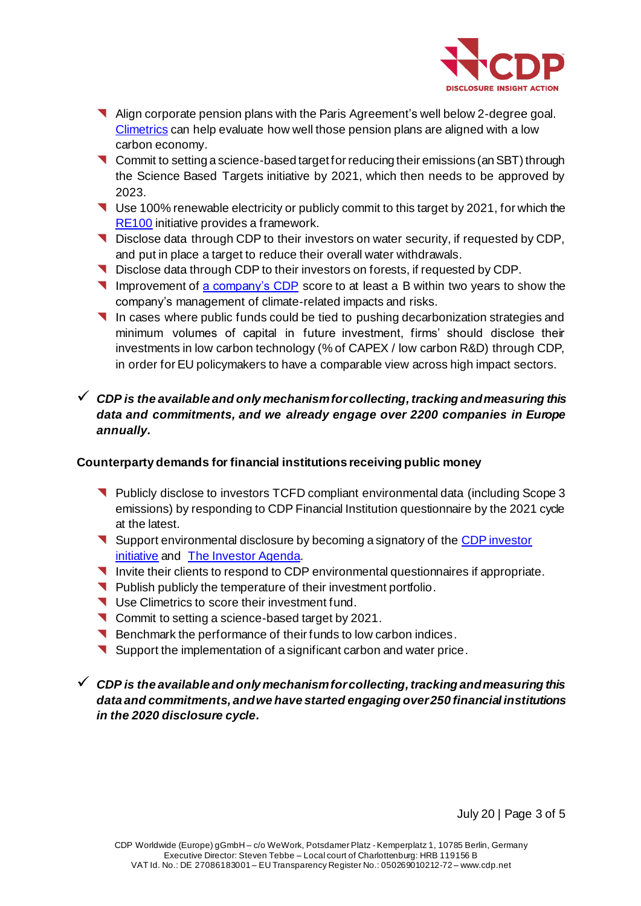- Align corporate pension plans with the Paris Agreement's well below 2-degree goal. Climetrics can help evaluate how well those pension plans are aligned with a low carbon economy.
- Commit to setting a science-based target for reducing their emissions (an SBT) through the Science Based Targets initiative by 2021, which then needs to be approved by 2023.
- Use 100% renewable electricity or publicly commit to this target by 2021, for which the RE100 initiative provides a framework.
- Disclose data through CDP to their investors on water security, if requested by CDP, and put in place a target to reduce their overall water withdrawals.
- Disclose data through CDP to their investors on forests, if requested by CDP.
- Improvement of a company's CDP score to at least a B within two years to show the company's management of climate-related impacts and risks.
- In cases where public funds could be tied to pushing decarbonization strategies and minimum volumes of capital in future investment, firms' should disclose their investments in low carbon technology (% of CAPEX / low carbon R&D) through CDP, in order for EU policymakers to have a comparable view across high impact sectors.

✓ ***CDP is the available and only mechanism for collecting, tracking and measuring this data and commitments, and we already engage over 2200 companies in Europe annually.***

**Counterparty demands for financial institutions receiving public money**

- Publicly disclose to investors TCFD compliant environmental data (including Scope 3 emissions) by responding to CDP Financial Institution questionnaire by the 2021 cycle at the latest.
- Support environmental disclosure by becoming a signatory of the CDP investor initiative and The Investor Agenda.
- Invite their clients to respond to CDP environmental questionnaires if appropriate.
- Publish publicly the temperature of their investment portfolio.
- Use Climetrics to score their investment fund.
- Commit to setting a science-based target by 2021.
- Benchmark the performance of their funds to low carbon indices.
- Support the implementation of a significant carbon and water price.

✓ ***CDP is the available and only mechanism for collecting, tracking and measuring this data and commitments, and we have started engaging over 250 financial institutions in the 2020 disclosure cycle.***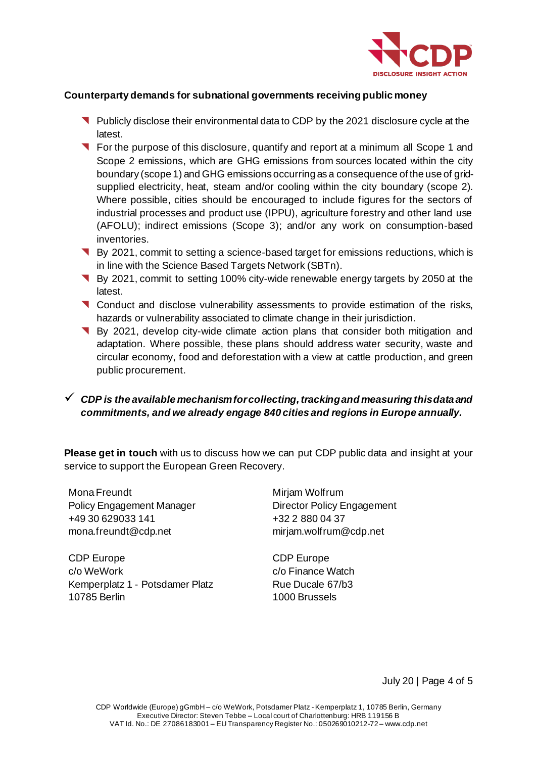**Counterparty demands for subnational governments receiving public money**

- Publicly disclose their environmental data to CDP by the 2021 disclosure cycle at the latest.
- For the purpose of this disclosure, quantify and report at a minimum all Scope 1 and Scope 2 emissions, which are GHG emissions from sources located within the city boundary (scope 1) and GHG emissions occurring as a consequence of the use of grid-supplied electricity, heat, steam and/or cooling within the city boundary (scope 2). Where possible, cities should be encouraged to include figures for the sectors of industrial processes and product use (IPPU), agriculture forestry and other land use (AFOLU); indirect emissions (Scope 3); and/or any work on consumption-based inventories.
- By 2021, commit to setting a science-based target for emissions reductions, which is in line with the Science Based Targets Network (SBTn).
- By 2021, commit to setting 100% city-wide renewable energy targets by 2050 at the latest.
- Conduct and disclose vulnerability assessments to provide estimation of the risks, hazards or vulnerability associated to climate change in their jurisdiction.
- By 2021, develop city-wide climate action plans that consider both mitigation and adaptation. Where possible, these plans should address water security, waste and circular economy, food and deforestation with a view at cattle production, and green public procurement.

✓ ***CDP is the available mechanism for collecting, tracking and measuring this data and commitments, and we already engage 840 cities and regions in Europe annually.***

**Please get in touch** with us to discuss how we can put CDP public data and insight at your service to support the European Green Recovery.

Mona Freundt
Policy Engagement Manager
+49 30 629033 141
mona.freundt@cdp.net

CDP Europe
c/o WeWork
Kemperplatz 1 - Potsdamer Platz
10785 Berlin

Mirjam Wolfrum
Director Policy Engagement
+32 2 880 04 37
mirjam.wolfrum@cdp.net

CDP Europe
c/o Finance Watch
Rue Ducale 67/b3
1000 Brussels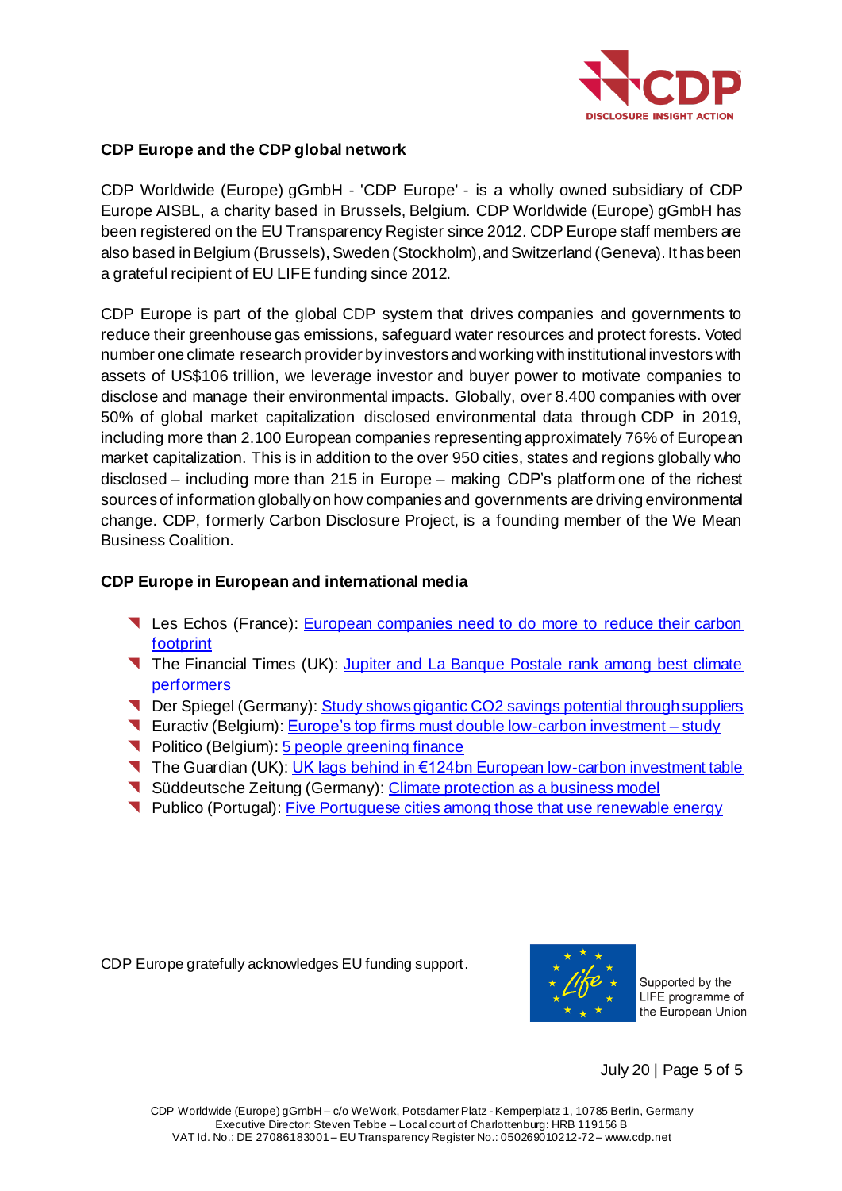## CDP Europe and the CDP global network

CDP Worldwide (Europe) gGmbH - 'CDP Europe' - is a wholly owned subsidiary of CDP Europe AISBL, a charity based in Brussels, Belgium. CDP Worldwide (Europe) gGmbH has been registered on the EU Transparency Register since 2012. CDP Europe staff members are also based in Belgium (Brussels), Sweden (Stockholm), and Switzerland (Geneva). It has been a grateful recipient of EU LIFE funding since 2012.

CDP Europe is part of the global CDP system that drives companies and governments to reduce their greenhouse gas emissions, safeguard water resources and protect forests. Voted number one climate research provider by investors and working with institutional investors with assets of US$106 trillion, we leverage investor and buyer power to motivate companies to disclose and manage their environmental impacts. Globally, over 8.400 companies with over 50% of global market capitalization disclosed environmental data through CDP in 2019, including more than 2.100 European companies representing approximately 76% of European market capitalization. This is in addition to the over 950 cities, states and regions globally who disclosed – including more than 215 in Europe – making CDP's platform one of the richest sources of information globally on how companies and governments are driving environmental change. CDP, formerly Carbon Disclosure Project, is a founding member of the We Mean Business Coalition.

## CDP Europe in European and international media

- Les Echos (France): European companies need to do more to reduce their carbon footprint
- The Financial Times (UK): Jupiter and La Banque Postale rank among best climate performers
- Der Spiegel (Germany): Study shows gigantic CO2 savings potential through suppliers
- Euractiv (Belgium): Europe's top firms must double low-carbon investment – study
- Politico (Belgium): 5 people greening finance
- The Guardian (UK): UK lags behind in €124bn European low-carbon investment table
- Süddeutsche Zeitung (Germany): Climate protection as a business model
- Publico (Portugal): Five Portuguese cities among those that use renewable energy

CDP Europe gratefully acknowledges EU funding support.

Supported by the LIFE programme of the European Union

July 20

CDP Worldwide (Europe) gGmbH – c/o WeWork, Potsdamer Platz - Kemperplatz 1, 10785 Berlin, Germany
Executive Director: Steven Tebbe – Local court of Charlottenburg: HRB 119156 B
VAT Id. No.: DE 27086183001 – EU Transparency Register No.: 050269010212-72 – www.cdp.net